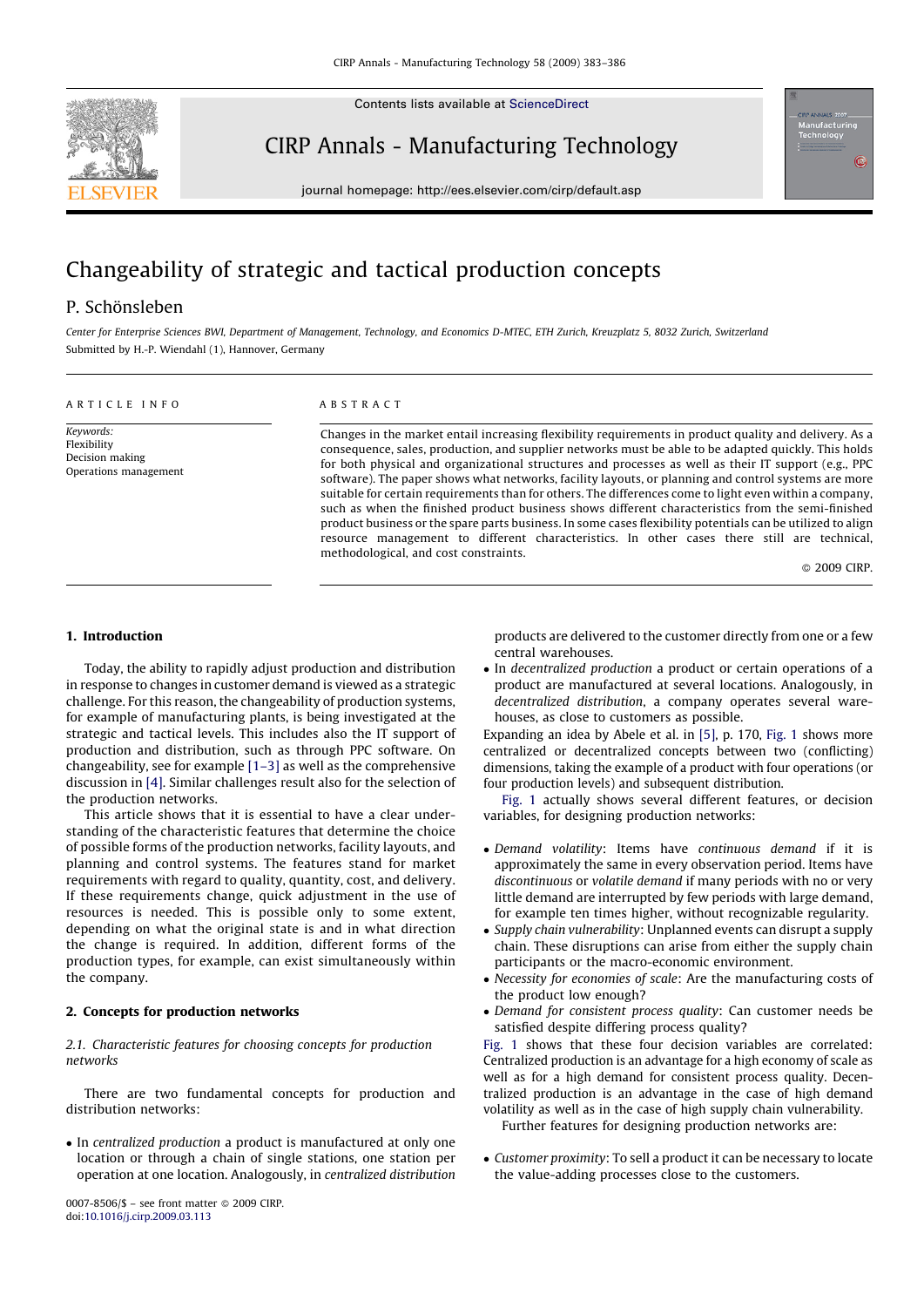# Changeability of strategic and tactical production concepts

## P. Schönsleben

*Center for Enterprise Sciences BWI, Department of Management, Technology, and Economics D-MTEC, ETH Zurich, Kreuzplatz 5, 8032 Zurich, Switzerland*

Submitted by H.-P. Wiendahl (1), Hannover, Germany

**ARTICLE INFO**

*Keywords:*
Flexibility
Decision making
Operations management

**ABSTRACT**

Changes in the market entail increasing flexibility requirements in product quality and delivery. As a consequence, sales, production, and supplier networks must be able to be adapted quickly. This holds for both physical and organizational structures and processes as well as their IT support (e.g., PPC software). The paper shows what networks, facility layouts, or planning and control systems are more suitable for certain requirements than for others. The differences come to light even within a company, such as when the finished product business shows different characteristics from the semi-finished product business or the spare parts business. In some cases flexibility potentials can be utilized to align resource management to different characteristics. In other cases there still are technical, methodological, and cost constraints.

© 2009 CIRP.

## 1. Introduction

Today, the ability to rapidly adjust production and distribution in response to changes in customer demand is viewed as a strategic challenge. For this reason, the changeability of production systems, for example of manufacturing plants, is being investigated at the strategic and tactical levels. This includes also the IT support of production and distribution, such as through PPC software. On changeability, see for example [1–3] as well as the comprehensive discussion in [4]. Similar challenges result also for the selection of the production networks.

This article shows that it is essential to have a clear understanding of the characteristic features that determine the choice of possible forms of the production networks, facility layouts, and planning and control systems. The features stand for market requirements with regard to quality, quantity, cost, and delivery. If these requirements change, quick adjustment in the use of resources is needed. This is possible only to some extent, depending on what the original state is and in what direction the change is required. In addition, different forms of the production types, for example, can exist simultaneously within the company.

## 2. Concepts for production networks

### 2.1. Characteristic features for choosing concepts for production networks

There are two fundamental concepts for production and distribution networks:

- In *centralized production* a product is manufactured at only one location or through a chain of single stations, one station per operation at one location. Analogously, in *centralized distribution* products are delivered to the customer directly from one or a few central warehouses.
- In *decentralized production* a product or certain operations of a product are manufactured at several locations. Analogously, in *decentralized distribution*, a company operates several warehouses, as close to customers as possible.

Expanding an idea by Abele et al. in [5], p. 170, Fig. 1 shows more centralized or decentralized concepts between two (conflicting) dimensions, taking the example of a product with four operations (or four production levels) and subsequent distribution.

Fig. 1 actually shows several different features, or decision variables, for designing production networks:

- *Demand volatility*: Items have *continuous demand* if it is approximately the same in every observation period. Items have *discontinuous* or *volatile demand* if many periods with no or very little demand are interrupted by few periods with large demand, for example ten times higher, without recognizable regularity.
- *Supply chain vulnerability*: Unplanned events can disrupt a supply chain. These disruptions can arise from either the supply chain participants or the macro-economic environment.
- *Necessity for economies of scale*: Are the manufacturing costs of the product low enough?
- *Demand for consistent process quality*: Can customer needs be satisfied despite differing process quality?

Fig. 1 shows that these four decision variables are correlated: Centralized production is an advantage for a high economy of scale as well as for a high demand for consistent process quality. Decentralized production is an advantage in the case of high demand volatility as well as in the case of high supply chain vulnerability.

Further features for designing production networks are:

- *Customer proximity*: To sell a product it can be necessary to locate the value-adding processes close to the customers.

0007-8506/$ – see front matter © 2009 CIRP.
doi:10.1016/j.cirp.2009.03.113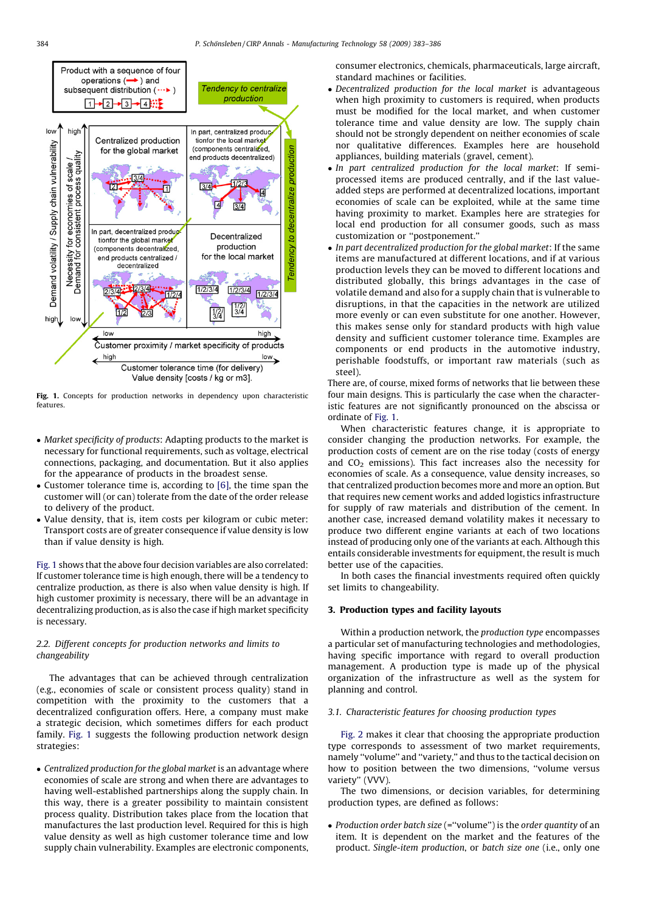Fig. 1. Concepts for production networks in dependency upon characteristic features.

- *Market specificity of products*: Adapting products to the market is necessary for functional requirements, such as voltage, electrical connections, packaging, and documentation. But it also applies for the appearance of products in the broadest sense.
- Customer tolerance time is, according to [6], the time span the customer will (or can) tolerate from the date of the order release to delivery of the product.
- Value density, that is, item costs per kilogram or cubic meter: Transport costs are of greater consequence if value density is low than if value density is high.

Fig. 1 shows that the above four decision variables are also correlated: If customer tolerance time is high enough, there will be a tendency to centralize production, as there is also when value density is high. If high customer proximity is necessary, there will be an advantage in decentralizing production, as is also the case if high market specificity is necessary.

### 2.2. Different concepts for production networks and limits to changeability

The advantages that can be achieved through centralization (e.g., economies of scale or consistent process quality) stand in competition with the proximity to the customers that a decentralized configuration offers. Here, a company must make a strategic decision, which sometimes differs for each product family. Fig. 1 suggests the following production network design strategies:

- *Centralized production for the global market* is an advantage where economies of scale are strong and when there are advantages to having well-established partnerships along the supply chain. In this way, there is a greater possibility to maintain consistent process quality. Distribution takes place from the location that manufactures the last production level. Required for this is high value density as well as high customer tolerance time and low supply chain vulnerability. Examples are electronic components, consumer electronics, chemicals, pharmaceuticals, large aircraft, standard machines or facilities.
- *Decentralized production for the local market* is advantageous when high proximity to customers is required, when products must be modified for the local market, and when customer tolerance time and value density are low. The supply chain should not be strongly dependent on neither economies of scale nor qualitative differences. Examples here are household appliances, building materials (gravel, cement).
- *In part centralized production for the local market*: If semi-processed items are produced centrally, and if the last value-added steps are performed at decentralized locations, important economies of scale can be exploited, while at the same time having proximity to market. Examples here are strategies for local end production for all consumer goods, such as mass customization or "postponement."
- *In part decentralized production for the global market*: If the same items are manufactured at different locations, and if at various production levels they can be moved to different locations and distributed globally, this brings advantages in the case of volatile demand and also for a supply chain that is vulnerable to disruptions, in that the capacities in the network are utilized more evenly or can even substitute for one another. However, this makes sense only for standard products with high value density and sufficient customer tolerance time. Examples are components or end products in the automotive industry, perishable foodstuffs, or important raw materials (such as steel).

There are, of course, mixed forms of networks that lie between these four main designs. This is particularly the case when the characteristic features are not significantly pronounced on the abscissa or ordinate of Fig. 1.

When characteristic features change, it is appropriate to consider changing the production networks. For example, the production costs of cement are on the rise today (costs of energy and $CO_2$ emissions). This fact increases also the necessity for economies of scale. As a consequence, value density increases, so that centralized production becomes more and more an option. But that requires new cement works and added logistics infrastructure for supply of raw materials and distribution of the cement. In another case, increased demand volatility makes it necessary to produce two different engine variants at each of two locations instead of producing only one of the variants at each. Although this entails considerable investments for equipment, the result is much better use of the capacities.

In both cases the financial investments required often quickly set limits to changeability.

## 3. Production types and facility layouts

Within a production network, the *production type* encompasses a particular set of manufacturing technologies and methodologies, having specific importance with regard to overall production management. A production type is made up of the physical organization of the infrastructure as well as the system for planning and control.

### 3.1. Characteristic features for choosing production types

Fig. 2 makes it clear that choosing the appropriate production type corresponds to assessment of two market requirements, namely "volume" and "variety," and thus to the tactical decision on how to position between the two dimensions, "volume versus variety" (VVV).

The two dimensions, or decision variables, for determining production types, are defined as follows:

- *Production order batch size* (="volume") is the *order quantity* of an item. It is dependent on the market and the features of the product. *Single-item production*, or *batch size one* (i.e., only one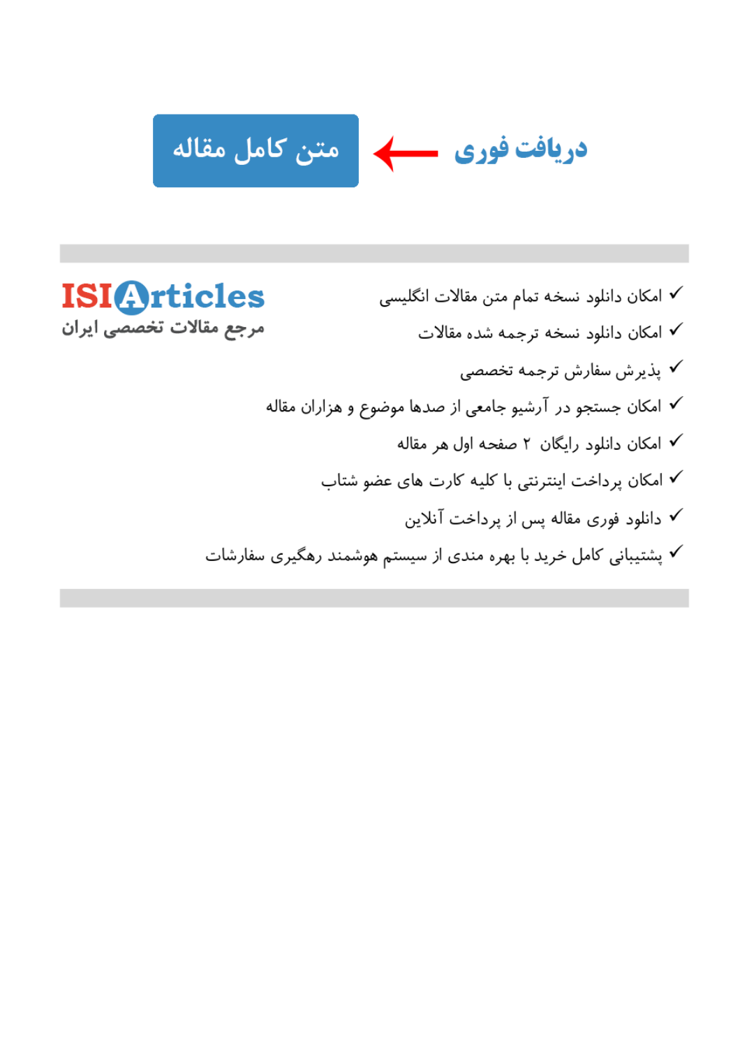دریافت فوری ← متن کامل مقاله

**ISIArticles**
مرجع مقالات تخصصی ایران

- ✓ امکان دانلود نسخه تمام متن مقالات انگلیسی
- ✓ امکان دانلود نسخه ترجمه شده مقالات
- ✓ پذیرش سفارش ترجمه تخصصی
- ✓ امکان جستجو در آرشیو جامعی از صدها موضوع و هزاران مقاله
- ✓ امکان دانلود رایگان ۲ صفحه اول هر مقاله
- ✓ امکان پرداخت اینترنتی با کلیه کارت های عضو شتاب
- ✓ دانلود فوری مقاله پس از پرداخت آنلاین
- ✓ پشتیبانی کامل خرید با بهره مندی از سیستم هوشمند رهگیری سفارشات